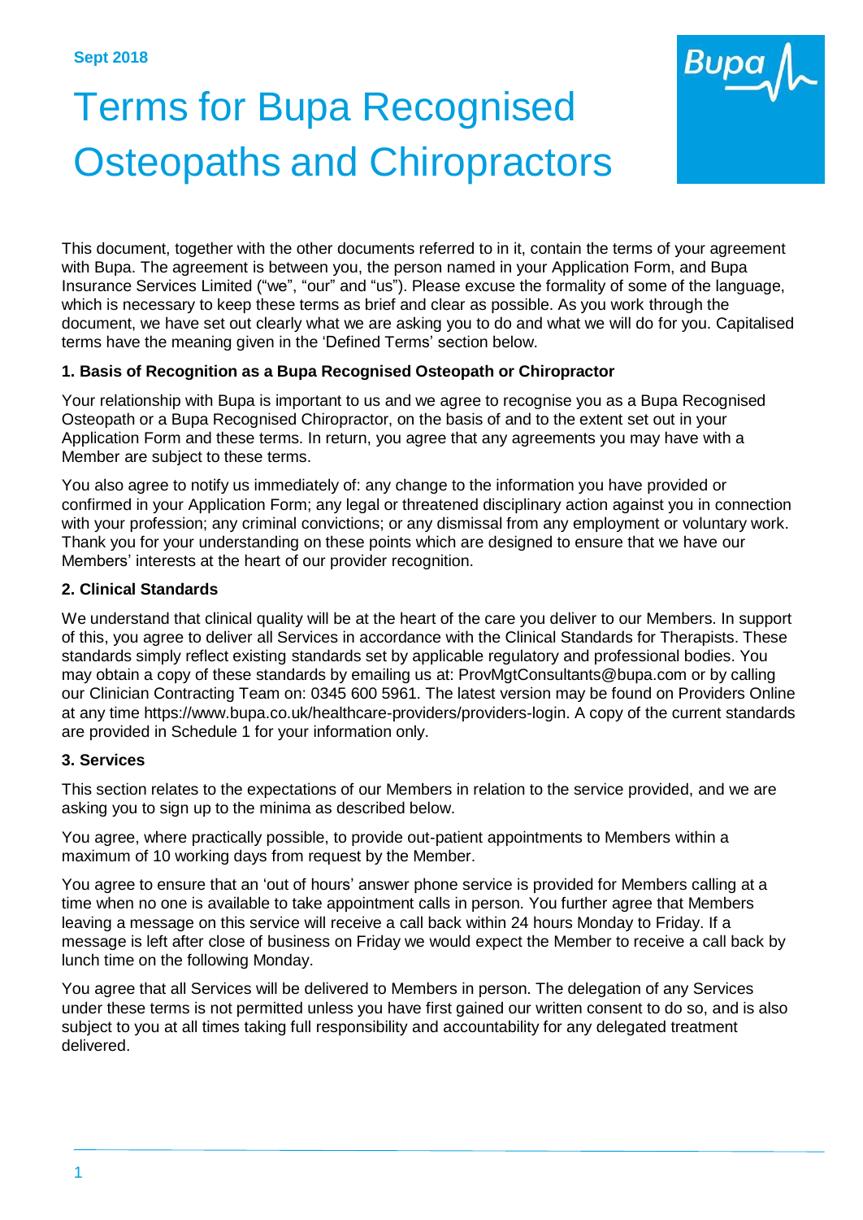**Sept 2018**

# Terms for Bupa Recognised Osteopaths and Chiropractors

This document, together with the other documents referred to in it, contain the terms of your agreement with Bupa. The agreement is between you, the person named in your Application Form, and Bupa Insurance Services Limited ("we", "our" and "us"). Please excuse the formality of some of the language, which is necessary to keep these terms as brief and clear as possible. As you work through the document, we have set out clearly what we are asking you to do and what we will do for you. Capitalised terms have the meaning given in the 'Defined Terms' section below.

### 1. Basis of Recognition as a Bupa Recognised Osteopath or Chiropractor

Your relationship with Bupa is important to us and we agree to recognise you as a Bupa Recognised Osteopath or a Bupa Recognised Chiropractor, on the basis of and to the extent set out in your Application Form and these terms. In return, you agree that any agreements you may have with a Member are subject to these terms.

You also agree to notify us immediately of: any change to the information you have provided or confirmed in your Application Form; any legal or threatened disciplinary action against you in connection with your profession; any criminal convictions; or any dismissal from any employment or voluntary work. Thank you for your understanding on these points which are designed to ensure that we have our Members' interests at the heart of our provider recognition.

### 2. Clinical Standards

We understand that clinical quality will be at the heart of the care you deliver to our Members. In support of this, you agree to deliver all Services in accordance with the Clinical Standards for Therapists. These standards simply reflect existing standards set by applicable regulatory and professional bodies. You may obtain a copy of these standards by emailing us at: ProvMgtConsultants@bupa.com or by calling our Clinician Contracting Team on: 0345 600 5961. The latest version may be found on Providers Online at any time https://www.bupa.co.uk/healthcare-providers/providers-login. A copy of the current standards are provided in Schedule 1 for your information only.

### 3. Services

This section relates to the expectations of our Members in relation to the service provided, and we are asking you to sign up to the minima as described below.

You agree, where practically possible, to provide out-patient appointments to Members within a maximum of 10 working days from request by the Member.

You agree to ensure that an 'out of hours' answer phone service is provided for Members calling at a time when no one is available to take appointment calls in person. You further agree that Members leaving a message on this service will receive a call back within 24 hours Monday to Friday. If a message is left after close of business on Friday we would expect the Member to receive a call back by lunch time on the following Monday.

You agree that all Services will be delivered to Members in person. The delegation of any Services under these terms is not permitted unless you have first gained our written consent to do so, and is also subject to you at all times taking full responsibility and accountability for any delegated treatment delivered.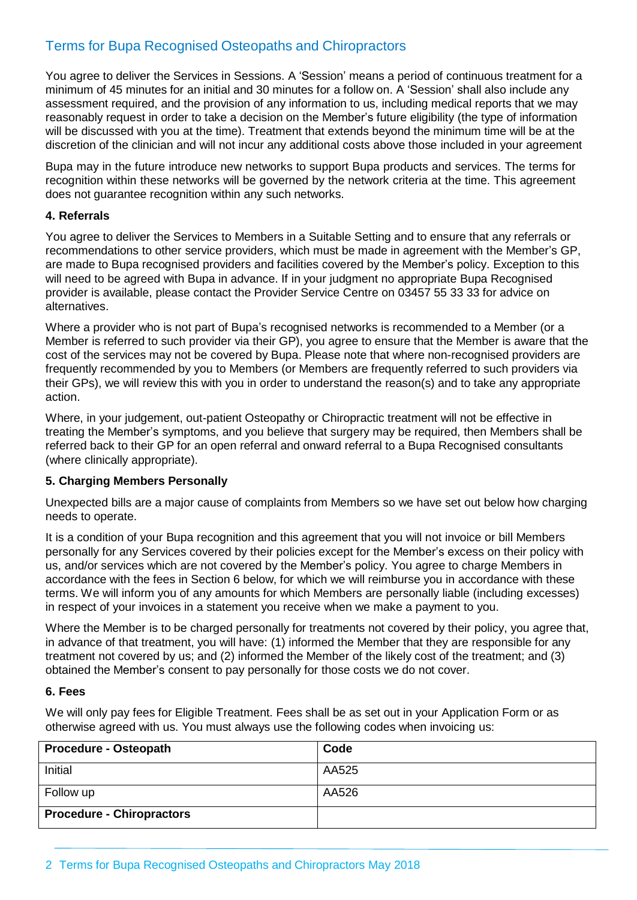## Terms for Bupa Recognised Osteopaths and Chiropractors

You agree to deliver the Services in Sessions. A 'Session' means a period of continuous treatment for a minimum of 45 minutes for an initial and 30 minutes for a follow on. A 'Session' shall also include any assessment required, and the provision of any information to us, including medical reports that we may reasonably request in order to take a decision on the Member's future eligibility (the type of information will be discussed with you at the time). Treatment that extends beyond the minimum time will be at the discretion of the clinician and will not incur any additional costs above those included in your agreement

Bupa may in the future introduce new networks to support Bupa products and services. The terms for recognition within these networks will be governed by the network criteria at the time. This agreement does not guarantee recognition within any such networks.

**4. Referrals**

You agree to deliver the Services to Members in a Suitable Setting and to ensure that any referrals or recommendations to other service providers, which must be made in agreement with the Member's GP, are made to Bupa recognised providers and facilities covered by the Member's policy. Exception to this will need to be agreed with Bupa in advance. If in your judgment no appropriate Bupa Recognised provider is available, please contact the Provider Service Centre on 03457 55 33 33 for advice on alternatives.

Where a provider who is not part of Bupa's recognised networks is recommended to a Member (or a Member is referred to such provider via their GP), you agree to ensure that the Member is aware that the cost of the services may not be covered by Bupa. Please note that where non-recognised providers are frequently recommended by you to Members (or Members are frequently referred to such providers via their GPs), we will review this with you in order to understand the reason(s) and to take any appropriate action.

Where, in your judgement, out-patient Osteopathy or Chiropractic treatment will not be effective in treating the Member's symptoms, and you believe that surgery may be required, then Members shall be referred back to their GP for an open referral and onward referral to a Bupa Recognised consultants (where clinically appropriate).

**5. Charging Members Personally**

Unexpected bills are a major cause of complaints from Members so we have set out below how charging needs to operate.

It is a condition of your Bupa recognition and this agreement that you will not invoice or bill Members personally for any Services covered by their policies except for the Member's excess on their policy with us, and/or services which are not covered by the Member's policy. You agree to charge Members in accordance with the fees in Section 6 below, for which we will reimburse you in accordance with these terms. We will inform you of any amounts for which Members are personally liable (including excesses) in respect of your invoices in a statement you receive when we make a payment to you.

Where the Member is to be charged personally for treatments not covered by their policy, you agree that, in advance of that treatment, you will have: (1) informed the Member that they are responsible for any treatment not covered by us; and (2) informed the Member of the likely cost of the treatment; and (3) obtained the Member's consent to pay personally for those costs we do not cover.

**6. Fees**

We will only pay fees for Eligible Treatment. Fees shall be as set out in your Application Form or as otherwise agreed with us. You must always use the following codes when invoicing us:

| **Procedure - Osteopath** | **Code** |
|---|---|
| Initial | AA525 |
| Follow up | AA526 |
| **Procedure - Chiropractors** | |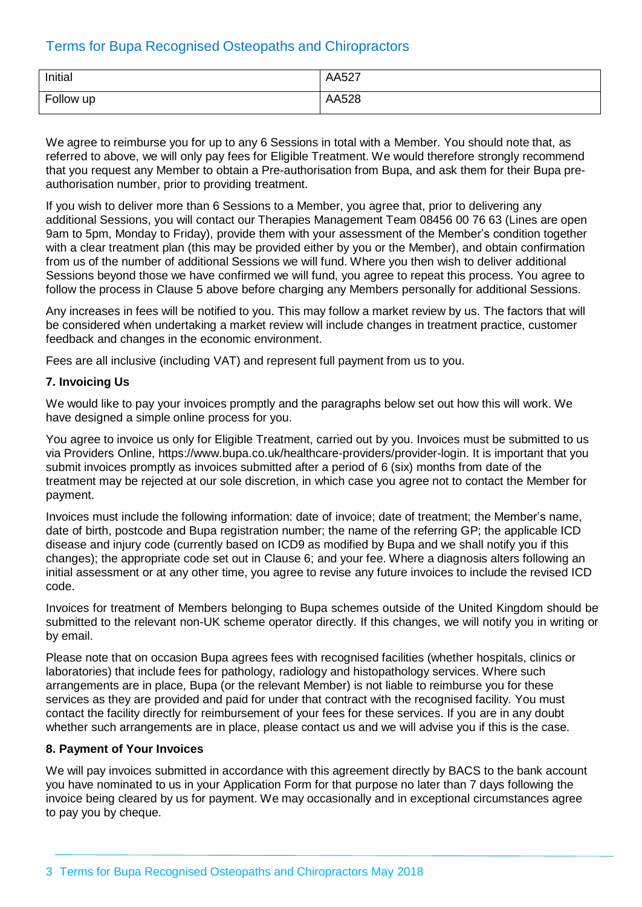| Initial | AA527 |
| --- | --- |
| Follow up | AA528 |

We agree to reimburse you for up to any 6 Sessions in total with a Member. You should note that, as referred to above, we will only pay fees for Eligible Treatment. We would therefore strongly recommend that you request any Member to obtain a Pre-authorisation from Bupa, and ask them for their Bupa pre-authorisation number, prior to providing treatment.

If you wish to deliver more than 6 Sessions to a Member, you agree that, prior to delivering any additional Sessions, you will contact our Therapies Management Team 08456 00 76 63 (Lines are open 9am to 5pm, Monday to Friday), provide them with your assessment of the Member's condition together with a clear treatment plan (this may be provided either by you or the Member), and obtain confirmation from us of the number of additional Sessions we will fund. Where you then wish to deliver additional Sessions beyond those we have confirmed we will fund, you agree to repeat this process. You agree to follow the process in Clause 5 above before charging any Members personally for additional Sessions.

Any increases in fees will be notified to you. This may follow a market review by us. The factors that will be considered when undertaking a market review will include changes in treatment practice, customer feedback and changes in the economic environment.

Fees are all inclusive (including VAT) and represent full payment from us to you.

**7. Invoicing Us**

We would like to pay your invoices promptly and the paragraphs below set out how this will work. We have designed a simple online process for you.

You agree to invoice us only for Eligible Treatment, carried out by you. Invoices must be submitted to us via Providers Online, https://www.bupa.co.uk/healthcare-providers/provider-login. It is important that you submit invoices promptly as invoices submitted after a period of 6 (six) months from date of the treatment may be rejected at our sole discretion, in which case you agree not to contact the Member for payment.

Invoices must include the following information: date of invoice; date of treatment; the Member's name, date of birth, postcode and Bupa registration number; the name of the referring GP; the applicable ICD disease and injury code (currently based on ICD9 as modified by Bupa and we shall notify you if this changes); the appropriate code set out in Clause 6; and your fee. Where a diagnosis alters following an initial assessment or at any other time, you agree to revise any future invoices to include the revised ICD code.

Invoices for treatment of Members belonging to Bupa schemes outside of the United Kingdom should be submitted to the relevant non-UK scheme operator directly. If this changes, we will notify you in writing or by email.

Please note that on occasion Bupa agrees fees with recognised facilities (whether hospitals, clinics or laboratories) that include fees for pathology, radiology and histopathology services. Where such arrangements are in place, Bupa (or the relevant Member) is not liable to reimburse you for these services as they are provided and paid for under that contract with the recognised facility. You must contact the facility directly for reimbursement of your fees for these services. If you are in any doubt whether such arrangements are in place, please contact us and we will advise you if this is the case.

**8. Payment of Your Invoices**

We will pay invoices submitted in accordance with this agreement directly by BACS to the bank account you have nominated to us in your Application Form for that purpose no later than 7 days following the invoice being cleared by us for payment. We may occasionally and in exceptional circumstances agree to pay you by cheque.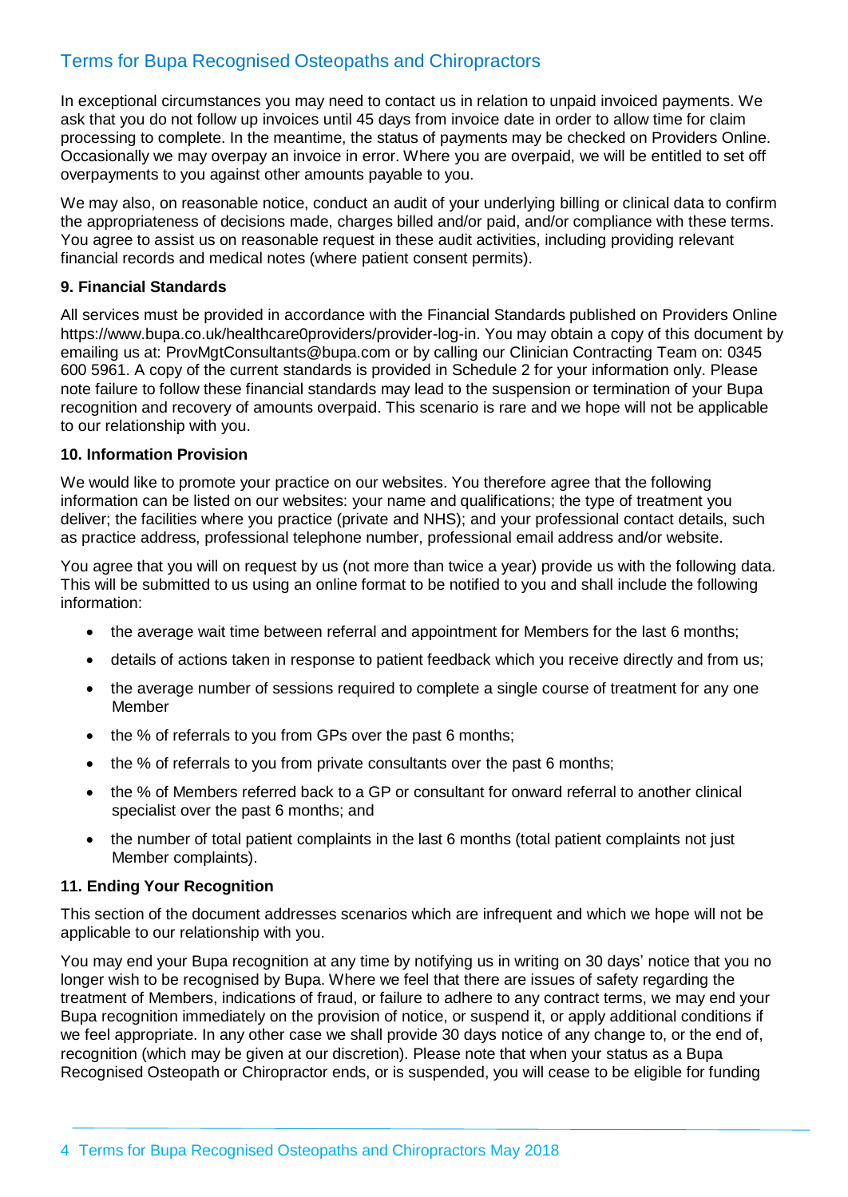In exceptional circumstances you may need to contact us in relation to unpaid invoiced payments. We ask that you do not follow up invoices until 45 days from invoice date in order to allow time for claim processing to complete. In the meantime, the status of payments may be checked on Providers Online. Occasionally we may overpay an invoice in error. Where you are overpaid, we will be entitled to set off overpayments to you against other amounts payable to you.

We may also, on reasonable notice, conduct an audit of your underlying billing or clinical data to confirm the appropriateness of decisions made, charges billed and/or paid, and/or compliance with these terms. You agree to assist us on reasonable request in these audit activities, including providing relevant financial records and medical notes (where patient consent permits).

**9. Financial Standards**

All services must be provided in accordance with the Financial Standards published on Providers Online https://www.bupa.co.uk/healthcare0providers/provider-log-in. You may obtain a copy of this document by emailing us at: ProvMgtConsultants@bupa.com or by calling our Clinician Contracting Team on: 0345 600 5961. A copy of the current standards is provided in Schedule 2 for your information only. Please note failure to follow these financial standards may lead to the suspension or termination of your Bupa recognition and recovery of amounts overpaid. This scenario is rare and we hope will not be applicable to our relationship with you.

**10. Information Provision**

We would like to promote your practice on our websites. You therefore agree that the following information can be listed on our websites: your name and qualifications; the type of treatment you deliver; the facilities where you practice (private and NHS); and your professional contact details, such as practice address, professional telephone number, professional email address and/or website.

You agree that you will on request by us (not more than twice a year) provide us with the following data. This will be submitted to us using an online format to be notified to you and shall include the following information:

- the average wait time between referral and appointment for Members for the last 6 months;
- details of actions taken in response to patient feedback which you receive directly and from us;
- the average number of sessions required to complete a single course of treatment for any one Member
- the % of referrals to you from GPs over the past 6 months;
- the % of referrals to you from private consultants over the past 6 months;
- the % of Members referred back to a GP or consultant for onward referral to another clinical specialist over the past 6 months; and
- the number of total patient complaints in the last 6 months (total patient complaints not just Member complaints).

**11. Ending Your Recognition**

This section of the document addresses scenarios which are infrequent and which we hope will not be applicable to our relationship with you.

You may end your Bupa recognition at any time by notifying us in writing on 30 days' notice that you no longer wish to be recognised by Bupa. Where we feel that there are issues of safety regarding the treatment of Members, indications of fraud, or failure to adhere to any contract terms, we may end your Bupa recognition immediately on the provision of notice, or suspend it, or apply additional conditions if we feel appropriate. In any other case we shall provide 30 days notice of any change to, or the end of, recognition (which may be given at our discretion). Please note that when your status as a Bupa Recognised Osteopath or Chiropractor ends, or is suspended, you will cease to be eligible for funding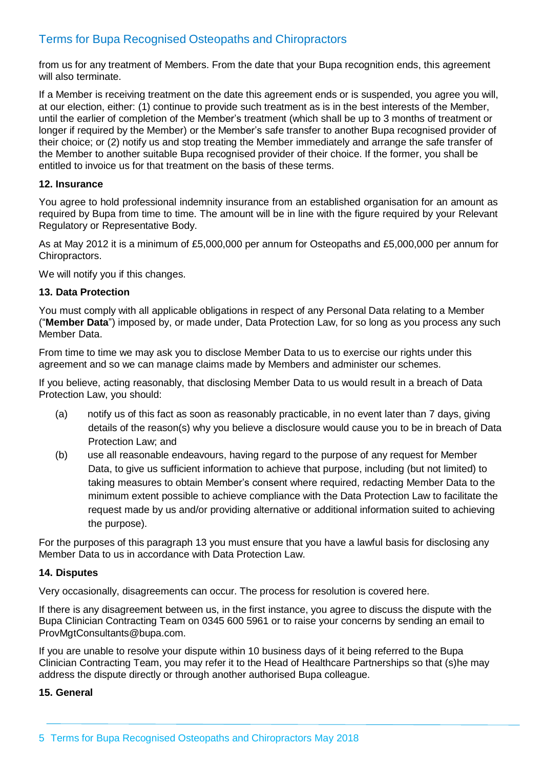from us for any treatment of Members. From the date that your Bupa recognition ends, this agreement will also terminate.

If a Member is receiving treatment on the date this agreement ends or is suspended, you agree you will, at our election, either: (1) continue to provide such treatment as is in the best interests of the Member, until the earlier of completion of the Member's treatment (which shall be up to 3 months of treatment or longer if required by the Member) or the Member's safe transfer to another Bupa recognised provider of their choice; or (2) notify us and stop treating the Member immediately and arrange the safe transfer of the Member to another suitable Bupa recognised provider of their choice. If the former, you shall be entitled to invoice us for that treatment on the basis of these terms.

**12. Insurance**

You agree to hold professional indemnity insurance from an established organisation for an amount as required by Bupa from time to time. The amount will be in line with the figure required by your Relevant Regulatory or Representative Body.

As at May 2012 it is a minimum of £5,000,000 per annum for Osteopaths and £5,000,000 per annum for Chiropractors.

We will notify you if this changes.

**13. Data Protection**

You must comply with all applicable obligations in respect of any Personal Data relating to a Member ("**Member Data**") imposed by, or made under, Data Protection Law, for so long as you process any such Member Data.

From time to time we may ask you to disclose Member Data to us to exercise our rights under this agreement and so we can manage claims made by Members and administer our schemes.

If you believe, acting reasonably, that disclosing Member Data to us would result in a breach of Data Protection Law, you should:

(a) notify us of this fact as soon as reasonably practicable, in no event later than 7 days, giving details of the reason(s) why you believe a disclosure would cause you to be in breach of Data Protection Law; and

(b) use all reasonable endeavours, having regard to the purpose of any request for Member Data, to give us sufficient information to achieve that purpose, including (but not limited) to taking measures to obtain Member's consent where required, redacting Member Data to the minimum extent possible to achieve compliance with the Data Protection Law to facilitate the request made by us and/or providing alternative or additional information suited to achieving the purpose).

For the purposes of this paragraph 13 you must ensure that you have a lawful basis for disclosing any Member Data to us in accordance with Data Protection Law.

**14. Disputes**

Very occasionally, disagreements can occur. The process for resolution is covered here.

If there is any disagreement between us, in the first instance, you agree to discuss the dispute with the Bupa Clinician Contracting Team on 0345 600 5961 or to raise your concerns by sending an email to ProvMgtConsultants@bupa.com.

If you are unable to resolve your dispute within 10 business days of it being referred to the Bupa Clinician Contracting Team, you may refer it to the Head of Healthcare Partnerships so that (s)he may address the dispute directly or through another authorised Bupa colleague.

**15. General**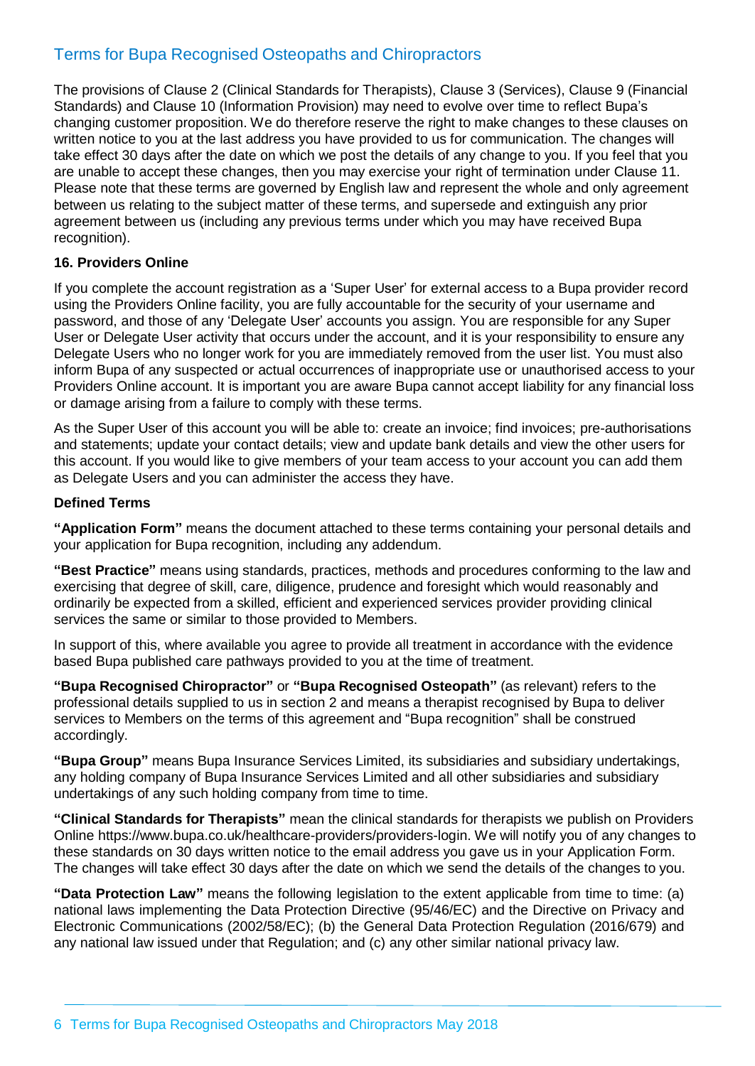## Terms for Bupa Recognised Osteopaths and Chiropractors

The provisions of Clause 2 (Clinical Standards for Therapists), Clause 3 (Services), Clause 9 (Financial Standards) and Clause 10 (Information Provision) may need to evolve over time to reflect Bupa's changing customer proposition. We do therefore reserve the right to make changes to these clauses on written notice to you at the last address you have provided to us for communication. The changes will take effect 30 days after the date on which we post the details of any change to you. If you feel that you are unable to accept these changes, then you may exercise your right of termination under Clause 11. Please note that these terms are governed by English law and represent the whole and only agreement between us relating to the subject matter of these terms, and supersede and extinguish any prior agreement between us (including any previous terms under which you may have received Bupa recognition).

### 16. Providers Online

If you complete the account registration as a 'Super User' for external access to a Bupa provider record using the Providers Online facility, you are fully accountable for the security of your username and password, and those of any 'Delegate User' accounts you assign. You are responsible for any Super User or Delegate User activity that occurs under the account, and it is your responsibility to ensure any Delegate Users who no longer work for you are immediately removed from the user list. You must also inform Bupa of any suspected or actual occurrences of inappropriate use or unauthorised access to your Providers Online account. It is important you are aware Bupa cannot accept liability for any financial loss or damage arising from a failure to comply with these terms.

As the Super User of this account you will be able to: create an invoice; find invoices; pre-authorisations and statements; update your contact details; view and update bank details and view the other users for this account. If you would like to give members of your team access to your account you can add them as Delegate Users and you can administer the access they have.

### Defined Terms

**"Application Form"** means the document attached to these terms containing your personal details and your application for Bupa recognition, including any addendum.

**"Best Practice"** means using standards, practices, methods and procedures conforming to the law and exercising that degree of skill, care, diligence, prudence and foresight which would reasonably and ordinarily be expected from a skilled, efficient and experienced services provider providing clinical services the same or similar to those provided to Members.

In support of this, where available you agree to provide all treatment in accordance with the evidence based Bupa published care pathways provided to you at the time of treatment.

**"Bupa Recognised Chiropractor"** or **"Bupa Recognised Osteopath"** (as relevant) refers to the professional details supplied to us in section 2 and means a therapist recognised by Bupa to deliver services to Members on the terms of this agreement and "Bupa recognition" shall be construed accordingly.

**"Bupa Group"** means Bupa Insurance Services Limited, its subsidiaries and subsidiary undertakings, any holding company of Bupa Insurance Services Limited and all other subsidiaries and subsidiary undertakings of any such holding company from time to time.

**"Clinical Standards for Therapists"** mean the clinical standards for therapists we publish on Providers Online https://www.bupa.co.uk/healthcare-providers/providers-login. We will notify you of any changes to these standards on 30 days written notice to the email address you gave us in your Application Form. The changes will take effect 30 days after the date on which we send the details of the changes to you.

**"Data Protection Law"** means the following legislation to the extent applicable from time to time: (a) national laws implementing the Data Protection Directive (95/46/EC) and the Directive on Privacy and Electronic Communications (2002/58/EC); (b) the General Data Protection Regulation (2016/679) and any national law issued under that Regulation; and (c) any other similar national privacy law.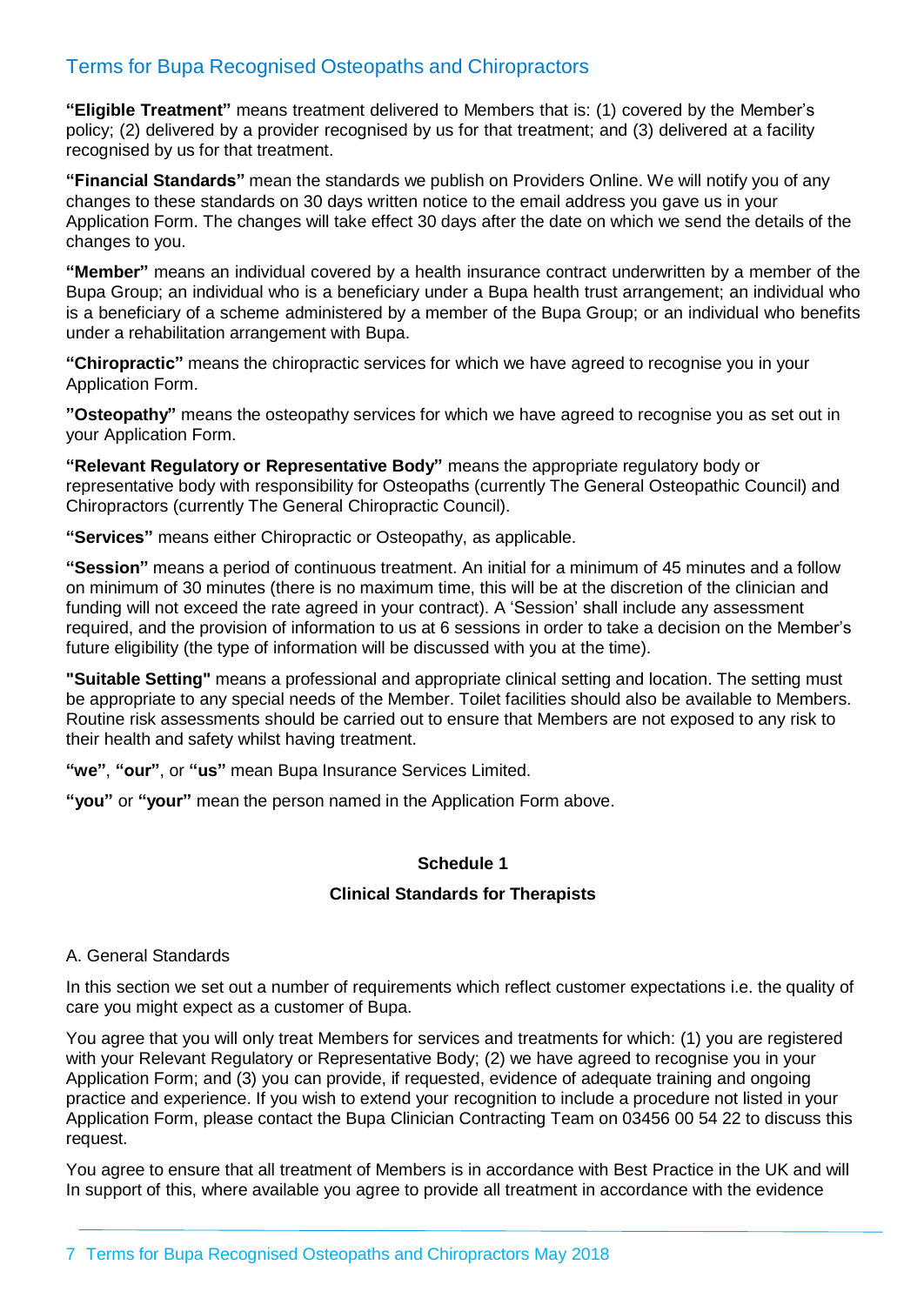**"Eligible Treatment"** means treatment delivered to Members that is: (1) covered by the Member's policy; (2) delivered by a provider recognised by us for that treatment; and (3) delivered at a facility recognised by us for that treatment.

**"Financial Standards"** mean the standards we publish on Providers Online. We will notify you of any changes to these standards on 30 days written notice to the email address you gave us in your Application Form. The changes will take effect 30 days after the date on which we send the details of the changes to you.

**"Member"** means an individual covered by a health insurance contract underwritten by a member of the Bupa Group; an individual who is a beneficiary under a Bupa health trust arrangement; an individual who is a beneficiary of a scheme administered by a member of the Bupa Group; or an individual who benefits under a rehabilitation arrangement with Bupa.

**"Chiropractic"** means the chiropractic services for which we have agreed to recognise you in your Application Form.

**"Osteopathy"** means the osteopathy services for which we have agreed to recognise you as set out in your Application Form.

**"Relevant Regulatory or Representative Body"** means the appropriate regulatory body or representative body with responsibility for Osteopaths (currently The General Osteopathic Council) and Chiropractors (currently The General Chiropractic Council).

**"Services"** means either Chiropractic or Osteopathy, as applicable.

**"Session"** means a period of continuous treatment. An initial for a minimum of 45 minutes and a follow on minimum of 30 minutes (there is no maximum time, this will be at the discretion of the clinician and funding will not exceed the rate agreed in your contract). A 'Session' shall include any assessment required, and the provision of information to us at 6 sessions in order to take a decision on the Member's future eligibility (the type of information will be discussed with you at the time).

**"Suitable Setting"** means a professional and appropriate clinical setting and location. The setting must be appropriate to any special needs of the Member. Toilet facilities should also be available to Members. Routine risk assessments should be carried out to ensure that Members are not exposed to any risk to their health and safety whilst having treatment.

**"we"**, **"our"**, or **"us"** mean Bupa Insurance Services Limited.

**"you"** or **"your"** mean the person named in the Application Form above.

## Schedule 1

### Clinical Standards for Therapists

A. General Standards

In this section we set out a number of requirements which reflect customer expectations i.e. the quality of care you might expect as a customer of Bupa.

You agree that you will only treat Members for services and treatments for which: (1) you are registered with your Relevant Regulatory or Representative Body; (2) we have agreed to recognise you in your Application Form; and (3) you can provide, if requested, evidence of adequate training and ongoing practice and experience. If you wish to extend your recognition to include a procedure not listed in your Application Form, please contact the Bupa Clinician Contracting Team on 03456 00 54 22 to discuss this request.

You agree to ensure that all treatment of Members is in accordance with Best Practice in the UK and will In support of this, where available you agree to provide all treatment in accordance with the evidence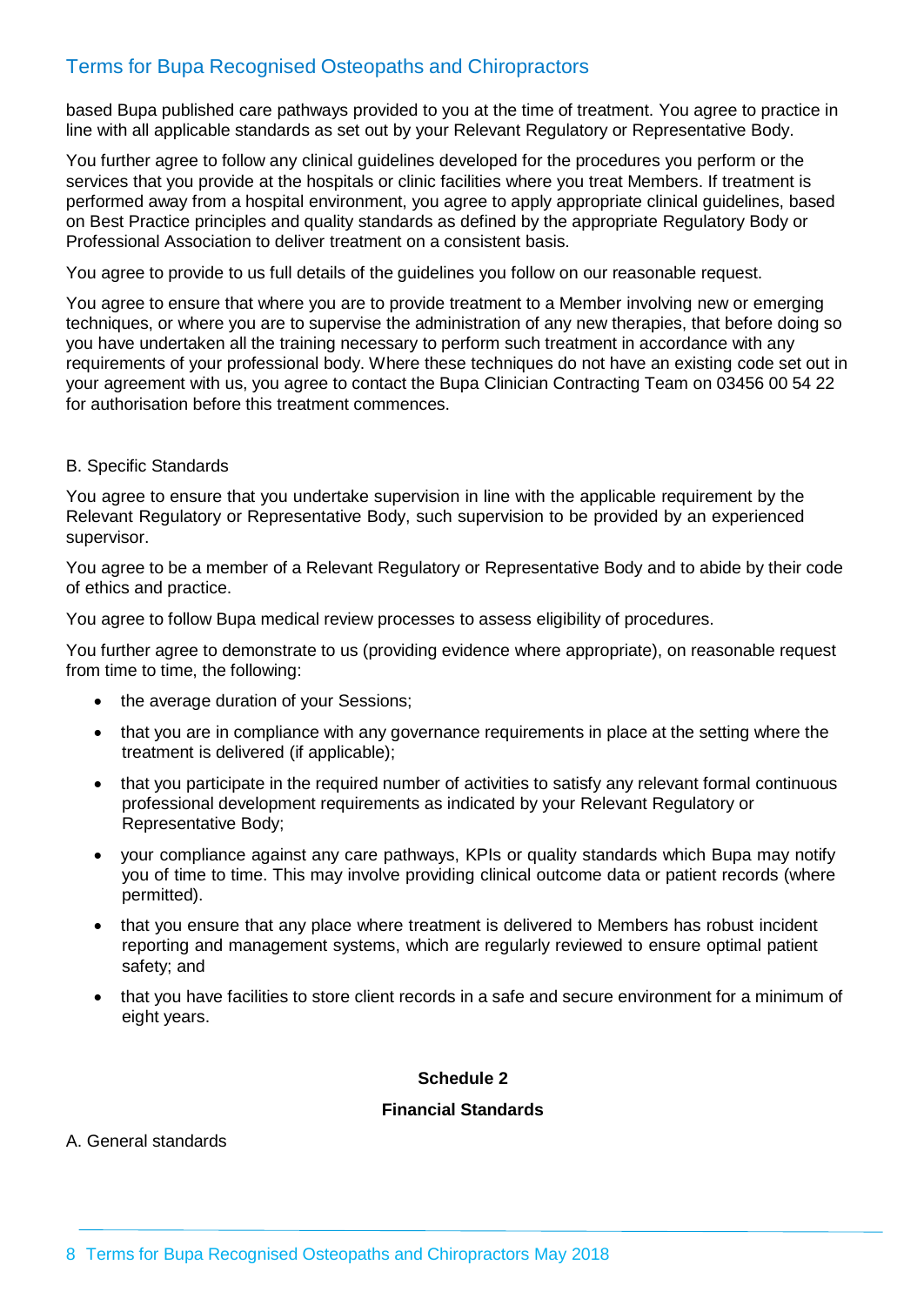based Bupa published care pathways provided to you at the time of treatment. You agree to practice in line with all applicable standards as set out by your Relevant Regulatory or Representative Body.

You further agree to follow any clinical guidelines developed for the procedures you perform or the services that you provide at the hospitals or clinic facilities where you treat Members. If treatment is performed away from a hospital environment, you agree to apply appropriate clinical guidelines, based on Best Practice principles and quality standards as defined by the appropriate Regulatory Body or Professional Association to deliver treatment on a consistent basis.

You agree to provide to us full details of the guidelines you follow on our reasonable request.

You agree to ensure that where you are to provide treatment to a Member involving new or emerging techniques, or where you are to supervise the administration of any new therapies, that before doing so you have undertaken all the training necessary to perform such treatment in accordance with any requirements of your professional body. Where these techniques do not have an existing code set out in your agreement with us, you agree to contact the Bupa Clinician Contracting Team on 03456 00 54 22 for authorisation before this treatment commences.

B. Specific Standards

You agree to ensure that you undertake supervision in line with the applicable requirement by the Relevant Regulatory or Representative Body, such supervision to be provided by an experienced supervisor.

You agree to be a member of a Relevant Regulatory or Representative Body and to abide by their code of ethics and practice.

You agree to follow Bupa medical review processes to assess eligibility of procedures.

You further agree to demonstrate to us (providing evidence where appropriate), on reasonable request from time to time, the following:

- the average duration of your Sessions;
- that you are in compliance with any governance requirements in place at the setting where the treatment is delivered (if applicable);
- that you participate in the required number of activities to satisfy any relevant formal continuous professional development requirements as indicated by your Relevant Regulatory or Representative Body;
- your compliance against any care pathways, KPIs or quality standards which Bupa may notify you of time to time. This may involve providing clinical outcome data or patient records (where permitted).
- that you ensure that any place where treatment is delivered to Members has robust incident reporting and management systems, which are regularly reviewed to ensure optimal patient safety; and
- that you have facilities to store client records in a safe and secure environment for a minimum of eight years.

**Schedule 2**

**Financial Standards**

A. General standards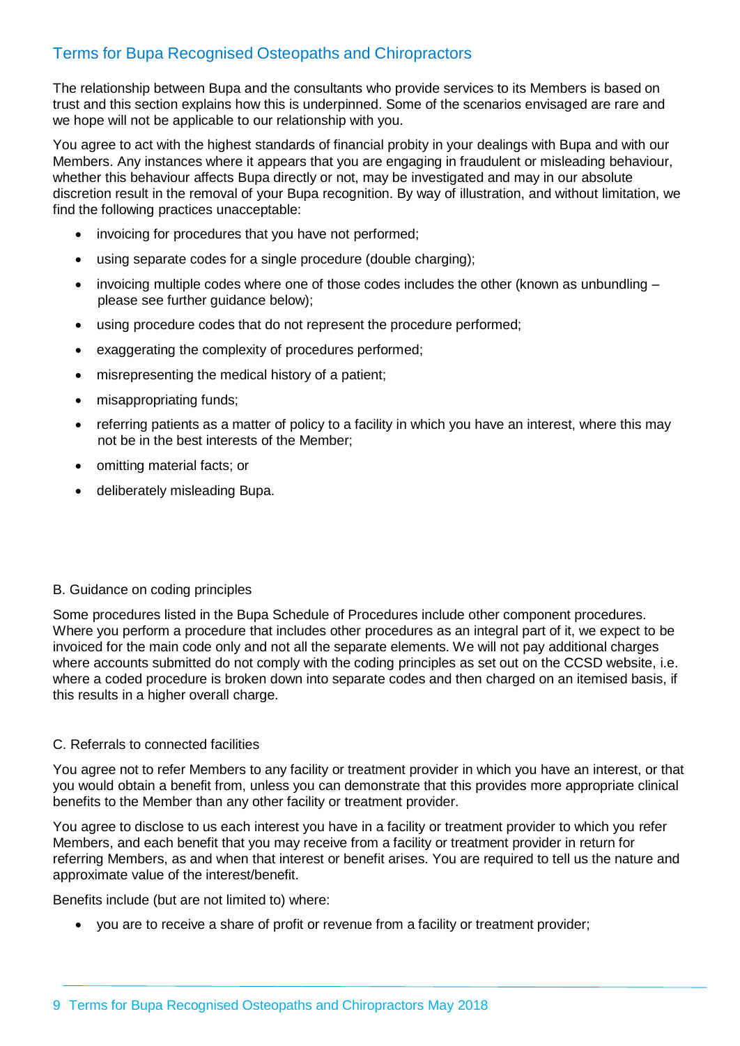## Terms for Bupa Recognised Osteopaths and Chiropractors

The relationship between Bupa and the consultants who provide services to its Members is based on trust and this section explains how this is underpinned. Some of the scenarios envisaged are rare and we hope will not be applicable to our relationship with you.

You agree to act with the highest standards of financial probity in your dealings with Bupa and with our Members. Any instances where it appears that you are engaging in fraudulent or misleading behaviour, whether this behaviour affects Bupa directly or not, may be investigated and may in our absolute discretion result in the removal of your Bupa recognition. By way of illustration, and without limitation, we find the following practices unacceptable:

- invoicing for procedures that you have not performed;
- using separate codes for a single procedure (double charging);
- invoicing multiple codes where one of those codes includes the other (known as unbundling – please see further guidance below);
- using procedure codes that do not represent the procedure performed;
- exaggerating the complexity of procedures performed;
- misrepresenting the medical history of a patient;
- misappropriating funds;
- referring patients as a matter of policy to a facility in which you have an interest, where this may not be in the best interests of the Member;
- omitting material facts; or
- deliberately misleading Bupa.

B. Guidance on coding principles

Some procedures listed in the Bupa Schedule of Procedures include other component procedures. Where you perform a procedure that includes other procedures as an integral part of it, we expect to be invoiced for the main code only and not all the separate elements. We will not pay additional charges where accounts submitted do not comply with the coding principles as set out on the CCSD website, i.e. where a coded procedure is broken down into separate codes and then charged on an itemised basis, if this results in a higher overall charge.

C. Referrals to connected facilities

You agree not to refer Members to any facility or treatment provider in which you have an interest, or that you would obtain a benefit from, unless you can demonstrate that this provides more appropriate clinical benefits to the Member than any other facility or treatment provider.

You agree to disclose to us each interest you have in a facility or treatment provider to which you refer Members, and each benefit that you may receive from a facility or treatment provider in return for referring Members, as and when that interest or benefit arises. You are required to tell us the nature and approximate value of the interest/benefit.

Benefits include (but are not limited to) where:

- you are to receive a share of profit or revenue from a facility or treatment provider;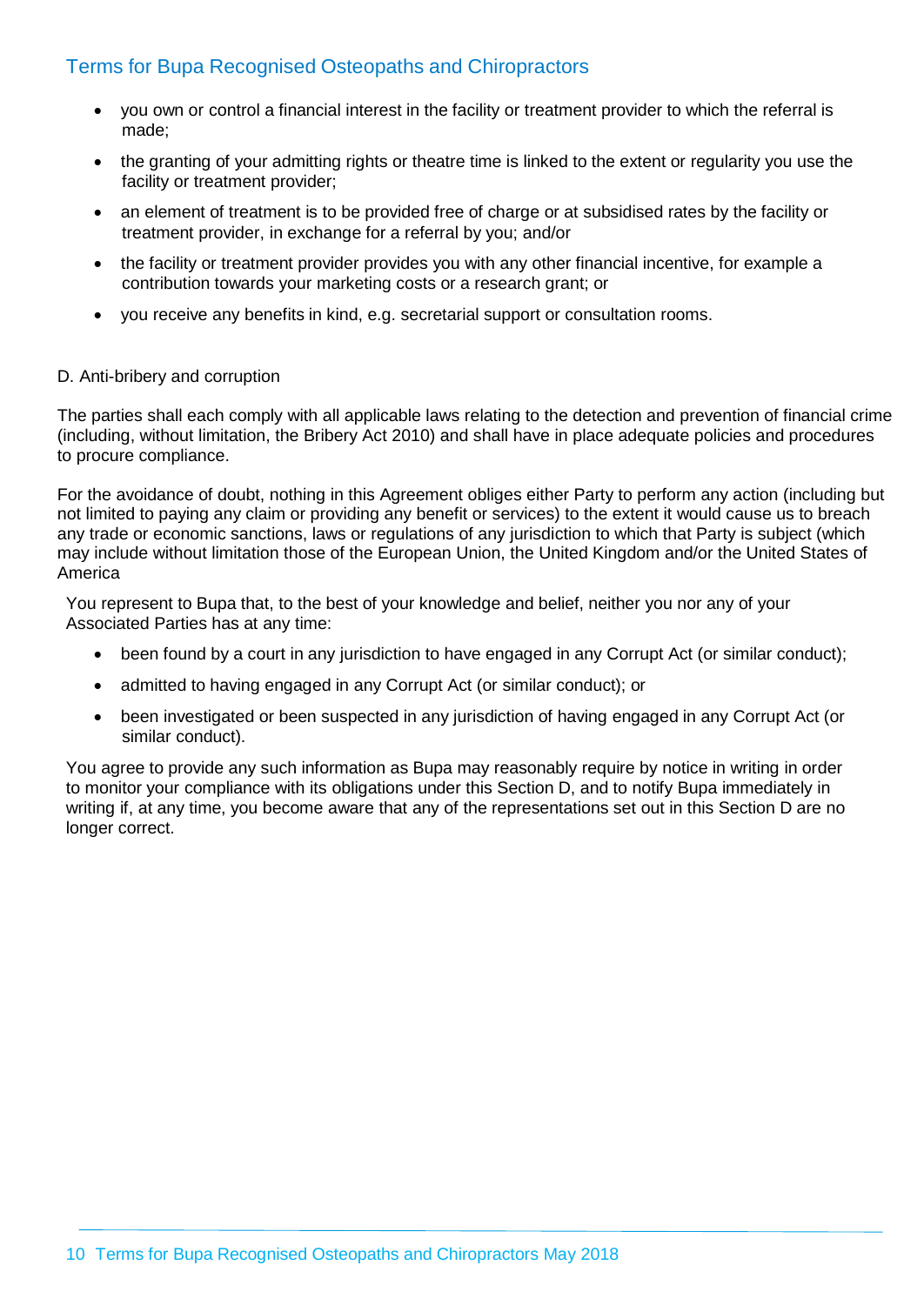- you own or control a financial interest in the facility or treatment provider to which the referral is made;
- the granting of your admitting rights or theatre time is linked to the extent or regularity you use the facility or treatment provider;
- an element of treatment is to be provided free of charge or at subsidised rates by the facility or treatment provider, in exchange for a referral by you; and/or
- the facility or treatment provider provides you with any other financial incentive, for example a contribution towards your marketing costs or a research grant; or
- you receive any benefits in kind, e.g. secretarial support or consultation rooms.

D. Anti-bribery and corruption

The parties shall each comply with all applicable laws relating to the detection and prevention of financial crime (including, without limitation, the Bribery Act 2010) and shall have in place adequate policies and procedures to procure compliance.

For the avoidance of doubt, nothing in this Agreement obliges either Party to perform any action (including but not limited to paying any claim or providing any benefit or services) to the extent it would cause us to breach any trade or economic sanctions, laws or regulations of any jurisdiction to which that Party is subject (which may include without limitation those of the European Union, the United Kingdom and/or the United States of America

You represent to Bupa that, to the best of your knowledge and belief, neither you nor any of your Associated Parties has at any time:

- been found by a court in any jurisdiction to have engaged in any Corrupt Act (or similar conduct);
- admitted to having engaged in any Corrupt Act (or similar conduct); or
- been investigated or been suspected in any jurisdiction of having engaged in any Corrupt Act (or similar conduct).

You agree to provide any such information as Bupa may reasonably require by notice in writing in order to monitor your compliance with its obligations under this Section D, and to notify Bupa immediately in writing if, at any time, you become aware that any of the representations set out in this Section D are no longer correct.